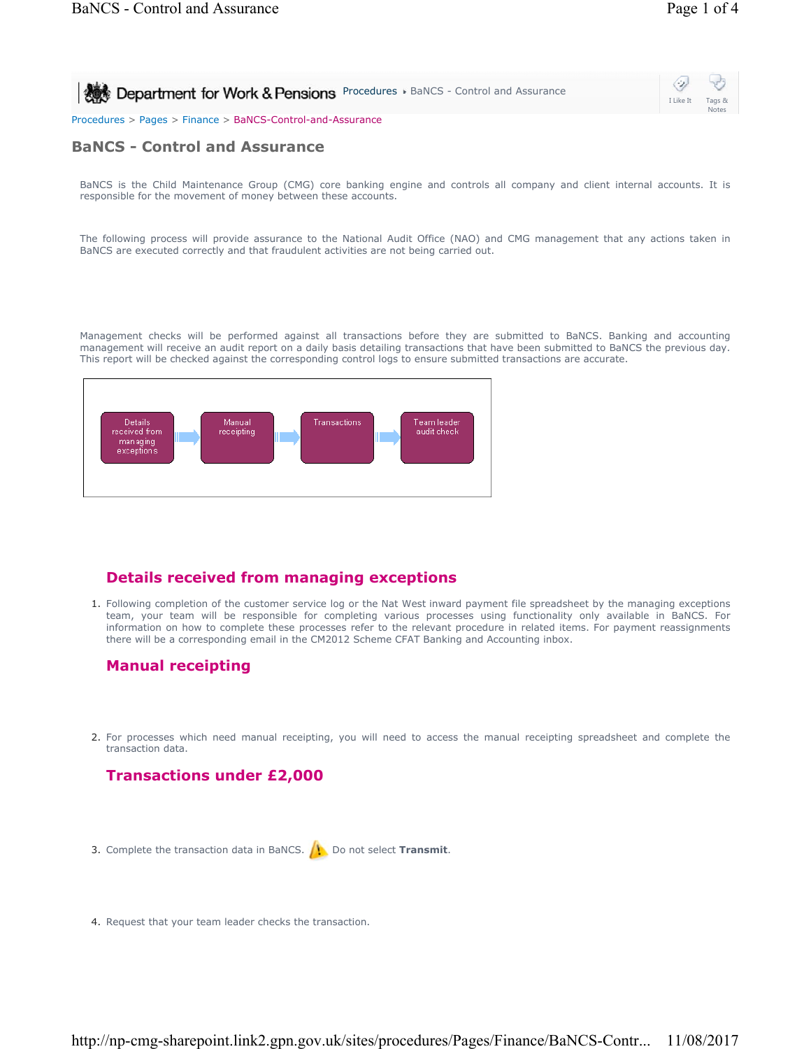Department for Work & Pensions Procedures ▸ BaNCS - Control and Assurance

Procedures > Pages > Finance > BaNCS-Control-and-Assurance

# BaNCS - Control and Assurance

BaNCS is the Child Maintenance Group (CMG) core banking engine and controls all company and client internal accounts. It is responsible for the movement of money between these accounts.

The following process will provide assurance to the National Audit Office (NAO) and CMG management that any actions taken in BaNCS are executed correctly and that fraudulent activities are not being carried out.

Management checks will be performed against all transactions before they are submitted to BaNCS. Banking and accounting management will receive an audit report on a daily basis detailing transactions that have been submitted to BaNCS the previous day. This report will be checked against the corresponding control logs to ensure submitted transactions are accurate.

Details received from managing exceptions → Manual receipting → Transactions → Team leader audit check

## Details received from managing exceptions

1. Following completion of the customer service log or the Nat West inward payment file spreadsheet by the managing exceptions team, your team will be responsible for completing various processes using functionality only available in BaNCS. For information on how to complete these processes refer to the relevant procedure in related items. For payment reassignments there will be a corresponding email in the CM2012 Scheme CFAT Banking and Accounting inbox.

## Manual receipting

2. For processes which need manual receipting, you will need to access the manual receipting spreadsheet and complete the transaction data.

## Transactions under £2,000

3. Complete the transaction data in BaNCS. ⚠ Do not select **Transmit**.

4. Request that your team leader checks the transaction.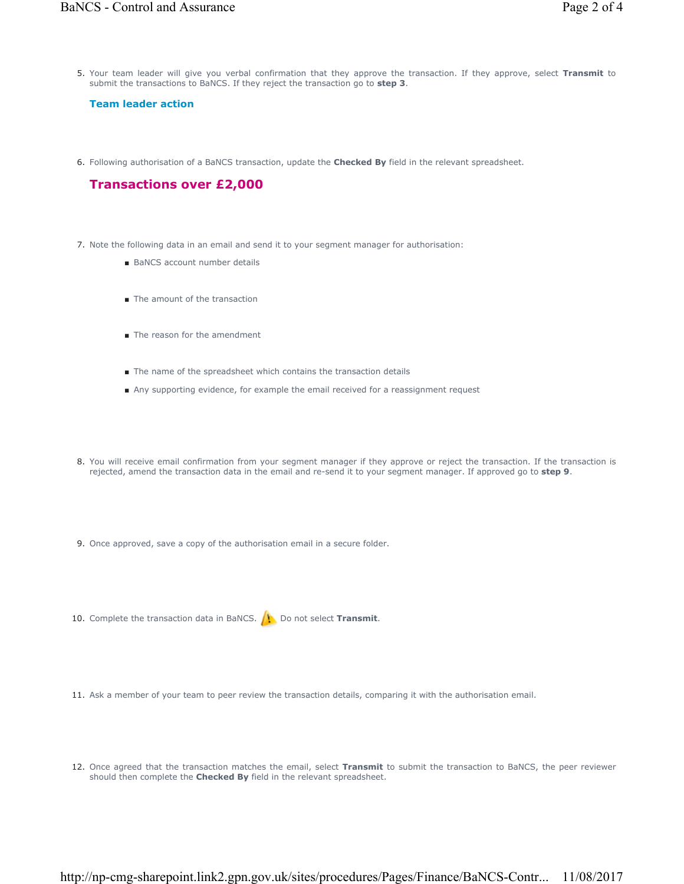5. Your team leader will give you verbal confirmation that they approve the transaction. If they approve, select **Transmit** to submit the transactions to BaNCS. If they reject the transaction go to **step 3**.

### Team leader action

6. Following authorisation of a BaNCS transaction, update the **Checked By** field in the relevant spreadsheet.

## Transactions over £2,000

7. Note the following data in an email and send it to your segment manager for authorisation:
   - BaNCS account number details
   - The amount of the transaction
   - The reason for the amendment
   - The name of the spreadsheet which contains the transaction details
   - Any supporting evidence, for example the email received for a reassignment request

8. You will receive email confirmation from your segment manager if they approve or reject the transaction. If the transaction is rejected, amend the transaction data in the email and re-send it to your segment manager. If approved go to **step 9**.

9. Once approved, save a copy of the authorisation email in a secure folder.

10. Complete the transaction data in BaNCS. ⚠ Do not select **Transmit**.

11. Ask a member of your team to peer review the transaction details, comparing it with the authorisation email.

12. Once agreed that the transaction matches the email, select **Transmit** to submit the transaction to BaNCS, the peer reviewer should then complete the **Checked By** field in the relevant spreadsheet.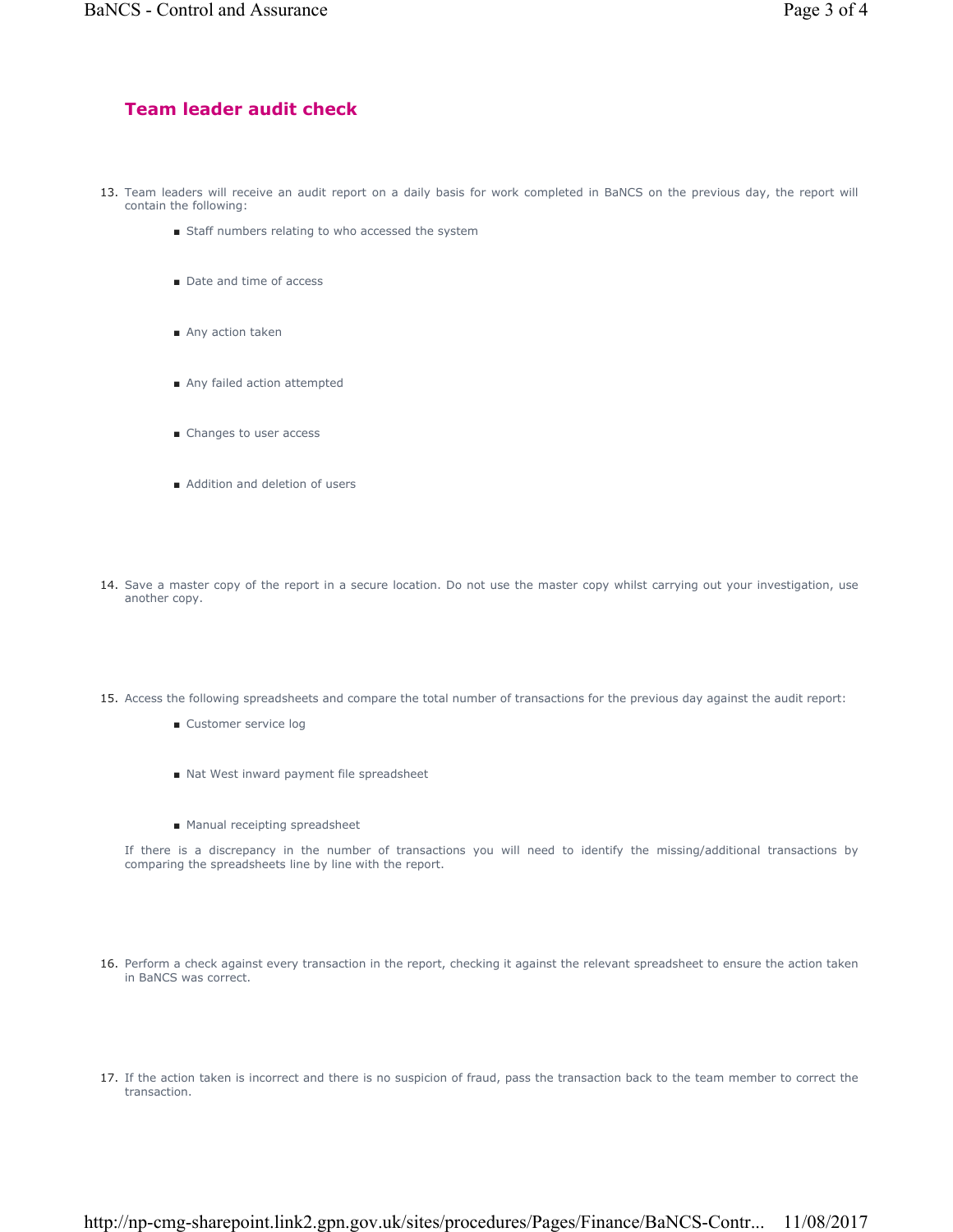## Team leader audit check

13. Team leaders will receive an audit report on a daily basis for work completed in BaNCS on the previous day, the report will contain the following:
    - Staff numbers relating to who accessed the system
    - Date and time of access
    - Any action taken
    - Any failed action attempted
    - Changes to user access
    - Addition and deletion of users

14. Save a master copy of the report in a secure location. Do not use the master copy whilst carrying out your investigation, use another copy.

15. Access the following spreadsheets and compare the total number of transactions for the previous day against the audit report:
    - Customer service log
    - Nat West inward payment file spreadsheet
    - Manual receipting spreadsheet

    If there is a discrepancy in the number of transactions you will need to identify the missing/additional transactions by comparing the spreadsheets line by line with the report.

16. Perform a check against every transaction in the report, checking it against the relevant spreadsheet to ensure the action taken in BaNCS was correct.

17. If the action taken is incorrect and there is no suspicion of fraud, pass the transaction back to the team member to correct the transaction.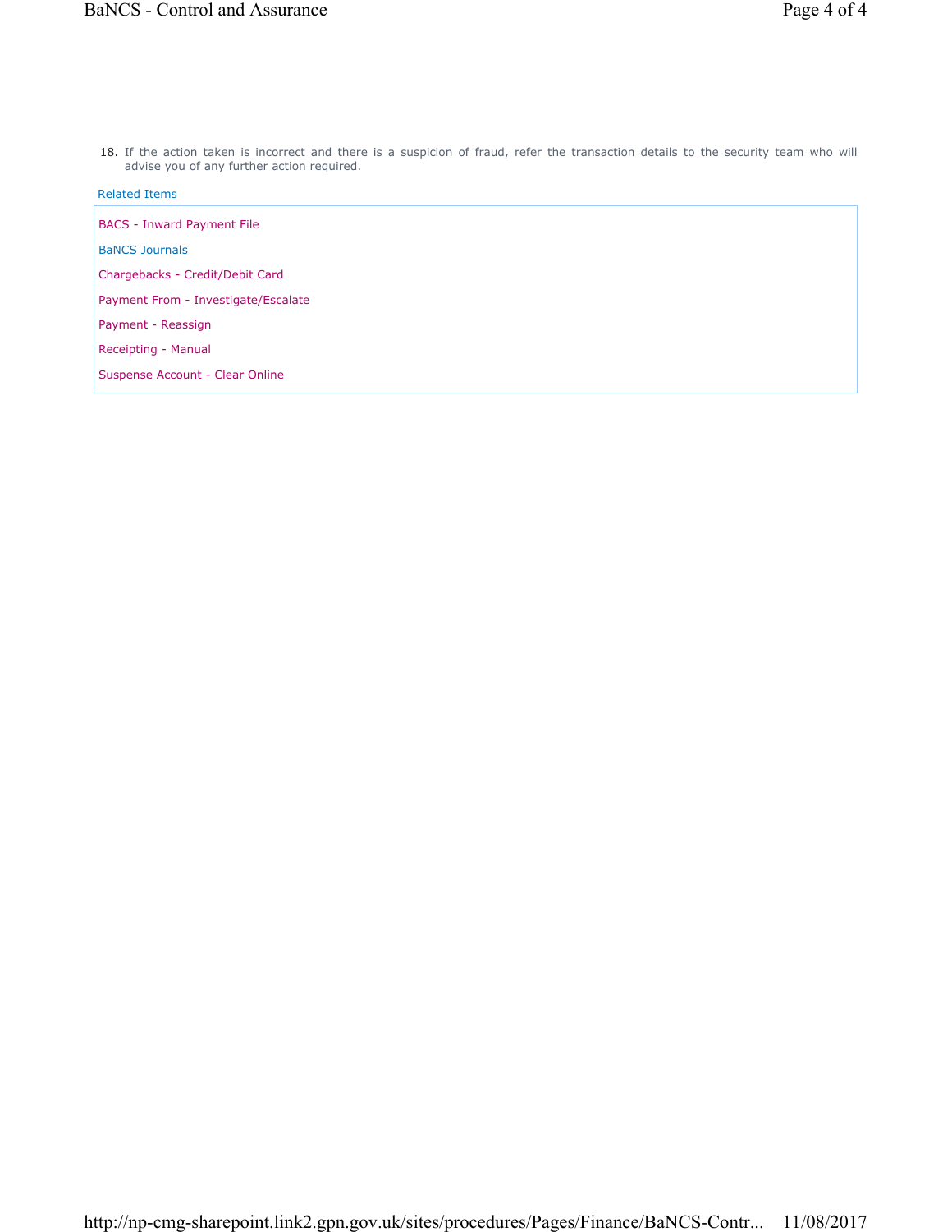18. If the action taken is incorrect and there is a suspicion of fraud, refer the transaction details to the security team who will advise you of any further action required.

Related Items

- BACS - Inward Payment File
- BaNCS Journals
- Chargebacks - Credit/Debit Card
- Payment From - Investigate/Escalate
- Payment - Reassign
- Receipting - Manual
- Suspense Account - Clear Online